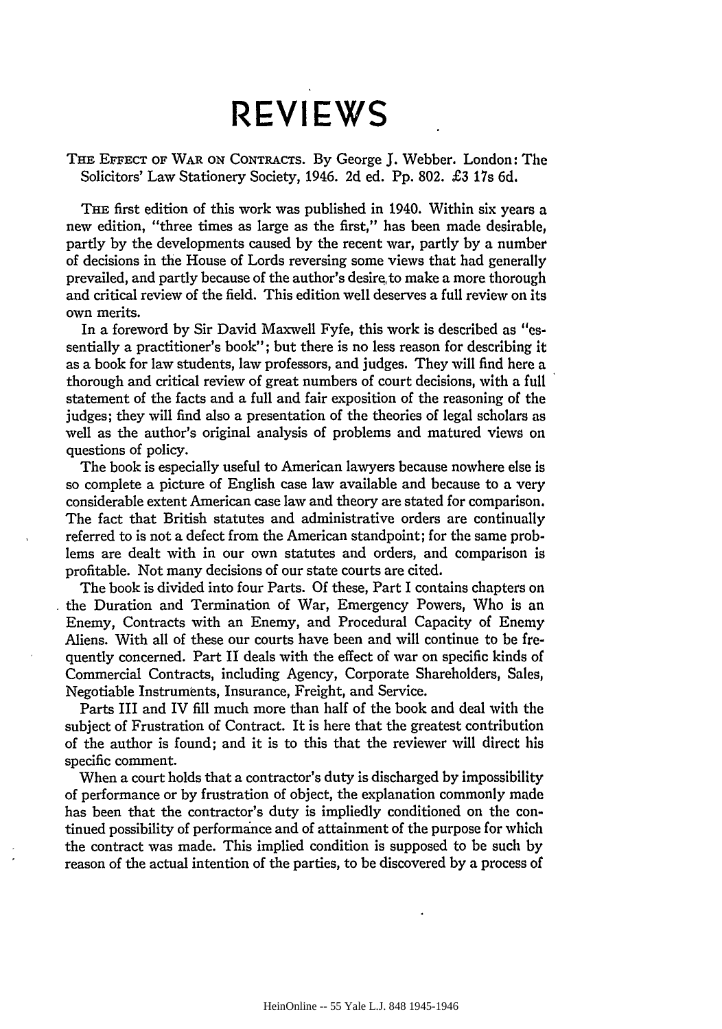# REVIEWS

THE EFFECT OF WAR ON CONTRACTS. By George J. Webber. London: The Solicitors' Law Stationery Society, 1946. 2d ed. Pp. 802. £3 17s 6d.

THE first edition of this work was published in 1940. Within six years a new edition, "three times as large as the first," has been made desirable, partly by the developments caused by the recent war, partly by a number of decisions in the House of Lords reversing some views that had generally prevailed, and partly because of the author's desire to make a more thorough and critical review of the field. This edition well deserves a full review on its own merits.

In a foreword by Sir David Maxwell Fyfe, this work is described as "essentially a practitioner's book"; but there is no less reason for describing it as a book for law students, law professors, and judges. They will find here a thorough and critical review of great numbers of court decisions, with a full statement of the facts and a full and fair exposition of the reasoning of the judges; they will find also a presentation of the theories of legal scholars as well as the author's original analysis of problems and matured views on questions of policy.

The book is especially useful to American lawyers because nowhere else is so complete a picture of English case law available and because to a very considerable extent American case law and theory are stated for comparison. The fact that British statutes and administrative orders are continually referred to is not a defect from the American standpoint; for the same problems are dealt with in our own statutes and orders, and comparison is profitable. Not many decisions of our state courts are cited.

The book is divided into four Parts. Of these, Part I contains chapters on the Duration and Termination of War, Emergency Powers, Who is an Enemy, Contracts with an Enemy, and Procedural Capacity of Enemy Aliens. With all of these our courts have been and will continue to be frequently concerned. Part II deals with the effect of war on specific kinds of Commercial Contracts, including Agency, Corporate Shareholders, Sales, Negotiable Instruments, Insurance, Freight, and Service.

Parts III and IV fill much more than half of the book and deal with the subject of Frustration of Contract. It is here that the greatest contribution of the author is found; and it is to this that the reviewer will direct his specific comment.

When a court holds that a contractor's duty is discharged by impossibility of performance or by frustration of object, the explanation commonly made has been that the contractor's duty is impliedly conditioned on the continued possibility of performance and of attainment of the purpose for which the contract was made. This implied condition is supposed to be such by reason of the actual intention of the parties, to be discovered by a process of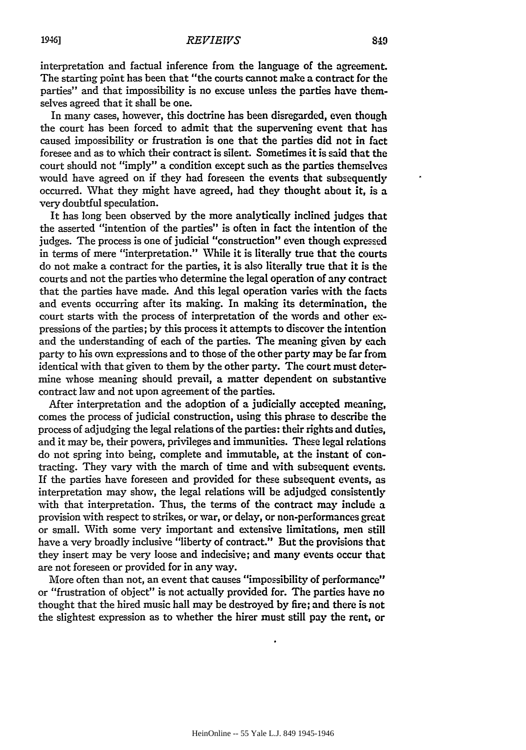interpretation and factual inference from the language of the agreement. The starting point has been that "the courts cannot make a contract for the parties" and that impossibility is no excuse unless the parties have themselves agreed that it shall be one.

In many cases, however, this doctrine has been disregarded, even though the court has been forced to admit that the supervening event that has caused impossibility or frustration is one that the parties did not in fact foresee and as to which their contract is silent. Sometimes it is said that the court should not "imply" a condition except such as the parties themselves would have agreed on if they had foreseen the events that subsequently occurred. What they might have agreed, had they thought about it, is a very doubtful speculation.

It has long been observed by the more analytically inclined judges that the asserted "intention of the parties" is often in fact the intention of the judges. The process is one of judicial "construction" even though expressed in terms of mere "interpretation." While it is literally true that the courts do not make a contract for the parties, it is also literally true that it is the courts and not the parties who determine the legal operation of any contract that the parties have made. And this legal operation varies with the facts and events occurring after its making. In making its determination, the court starts with the process of interpretation of the words and other expressions of the parties; by this process it attempts to discover the intention and the understanding of each of the parties. The meaning given by each party to his own expressions and to those of the other party may be far from identical with that given to them by the other party. The court must determine whose meaning should prevail, a matter dependent on substantive contract law and not upon agreement of the parties.

After interpretation and the adoption of a judicially accepted meaning, comes the process of judicial construction, using this phrase to describe the process of adjudging the legal relations of the parties: their rights and duties, and it may be, their powers, privileges and immunities. These legal relations do not spring into being, complete and immutable, at the instant of contracting. They vary with the march of time and with subsequent events. If the parties have foreseen and provided for these subsequent events, as interpretation may show, the legal relations will be adjudged consistently with that interpretation. Thus, the terms of the contract may include a provision with respect to strikes, or war, or delay, or non-performances great or small. With some very important and extensive limitations, men still have a very broadly inclusive "liberty of contract." But the provisions that they insert may be very loose and indecisive; and many events occur that are not foreseen or provided for in any way.

More often than not, an event that causes "impossibility of performance" or "frustration of object" is not actually provided for. The parties have no thought that the hired music hall may be destroyed by fire; and there is not the slightest expression as to whether the hirer must still pay the rent, or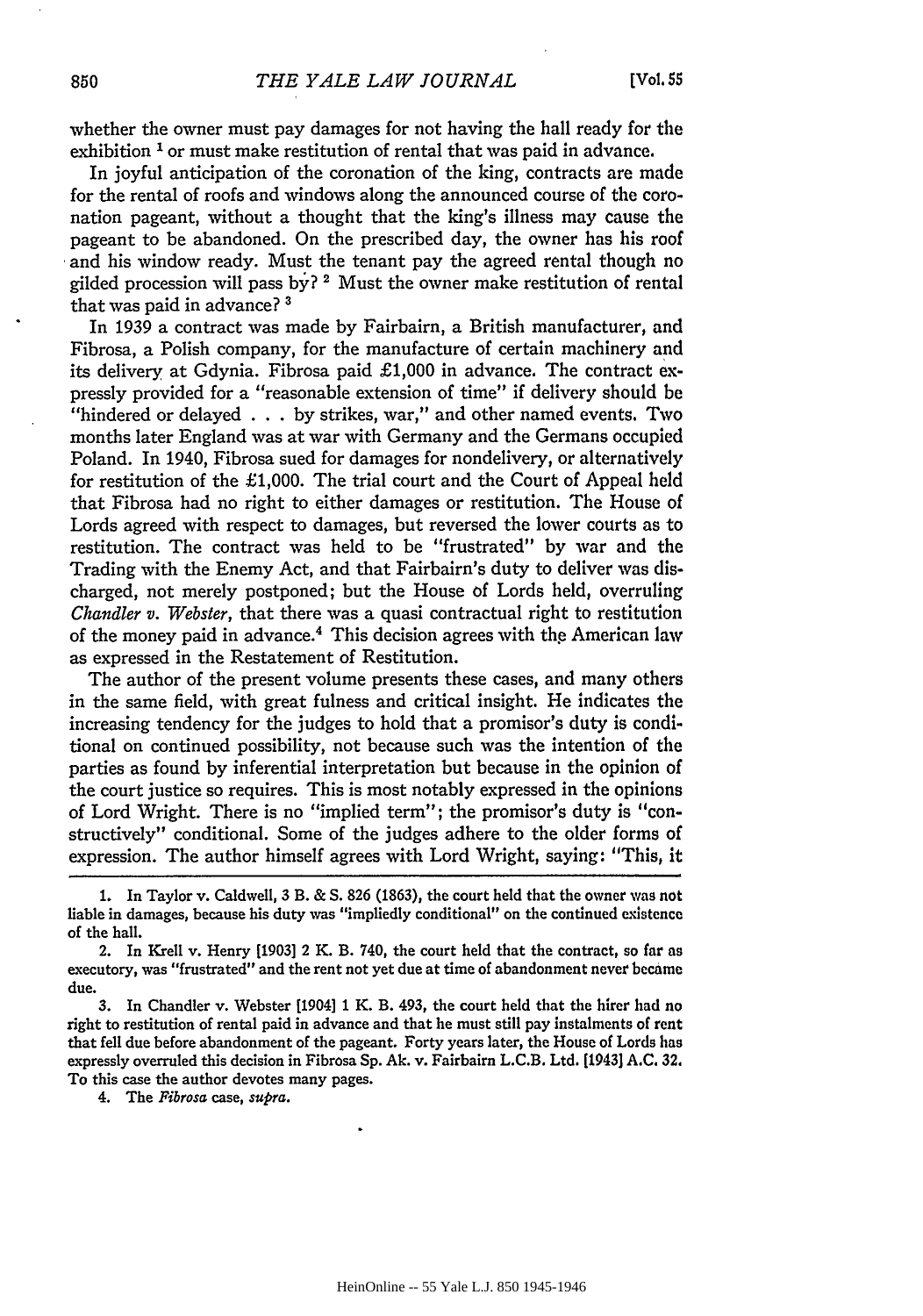whether the owner must pay damages for not having the hall ready for the exhibition [1] or must make restitution of rental that was paid in advance.

In joyful anticipation of the coronation of the king, contracts are made for the rental of roofs and windows along the announced course of the coronation pageant, without a thought that the king's illness may cause the pageant to be abandoned. On the prescribed day, the owner has his roof and his window ready. Must the tenant pay the agreed rental though no gilded procession will pass by? [2] Must the owner make restitution of rental that was paid in advance? [3]

In 1939 a contract was made by Fairbairn, a British manufacturer, and Fibrosa, a Polish company, for the manufacture of certain machinery and its delivery at Gdynia. Fibrosa paid £1,000 in advance. The contract expressly provided for a "reasonable extension of time" if delivery should be "hindered or delayed . . . by strikes, war," and other named events. Two months later England was at war with Germany and the Germans occupied Poland. In 1940, Fibrosa sued for damages for nondelivery, or alternatively for restitution of the £1,000. The trial court and the Court of Appeal held that Fibrosa had no right to either damages or restitution. The House of Lords agreed with respect to damages, but reversed the lower courts as to restitution. The contract was held to be "frustrated" by war and the Trading with the Enemy Act, and that Fairbairn's duty to deliver was discharged, not merely postponed; but the House of Lords held, overruling *Chandler v. Webster*, that there was a quasi contractual right to restitution of the money paid in advance.[4] This decision agrees with the American law as expressed in the Restatement of Restitution.

The author of the present volume presents these cases, and many others in the same field, with great fulness and critical insight. He indicates the increasing tendency for the judges to hold that a promisor's duty is conditional on continued possibility, not because such was the intention of the parties as found by inferential interpretation but because in the opinion of the court justice so requires. This is most notably expressed in the opinions of Lord Wright. There is no "implied term"; the promisor's duty is "constructively" conditional. Some of the judges adhere to the older forms of expression. The author himself agrees with Lord Wright, saying: "This, it

---

1. In Taylor v. Caldwell, 3 B. & S. 826 (1863), the court held that the owner was not liable in damages, because his duty was "impliedly conditional" on the continued existence of the hall.

2. In Krell v. Henry [1903] 2 K. B. 740, the court held that the contract, so far as executory, was "frustrated" and the rent not yet due at time of abandonment never became due.

3. In Chandler v. Webster [1904] 1 K. B. 493, the court held that the hirer had no right to restitution of rental paid in advance and that he must still pay instalments of rent that fell due before abandonment of the pageant. Forty years later, the House of Lords has expressly overruled this decision in Fibrosa Sp. Ak. v. Fairbairn L.C.B. Ltd. [1943] A.C. 32. To this case the author devotes many pages.

4. The *Fibrosa* case, *supra*.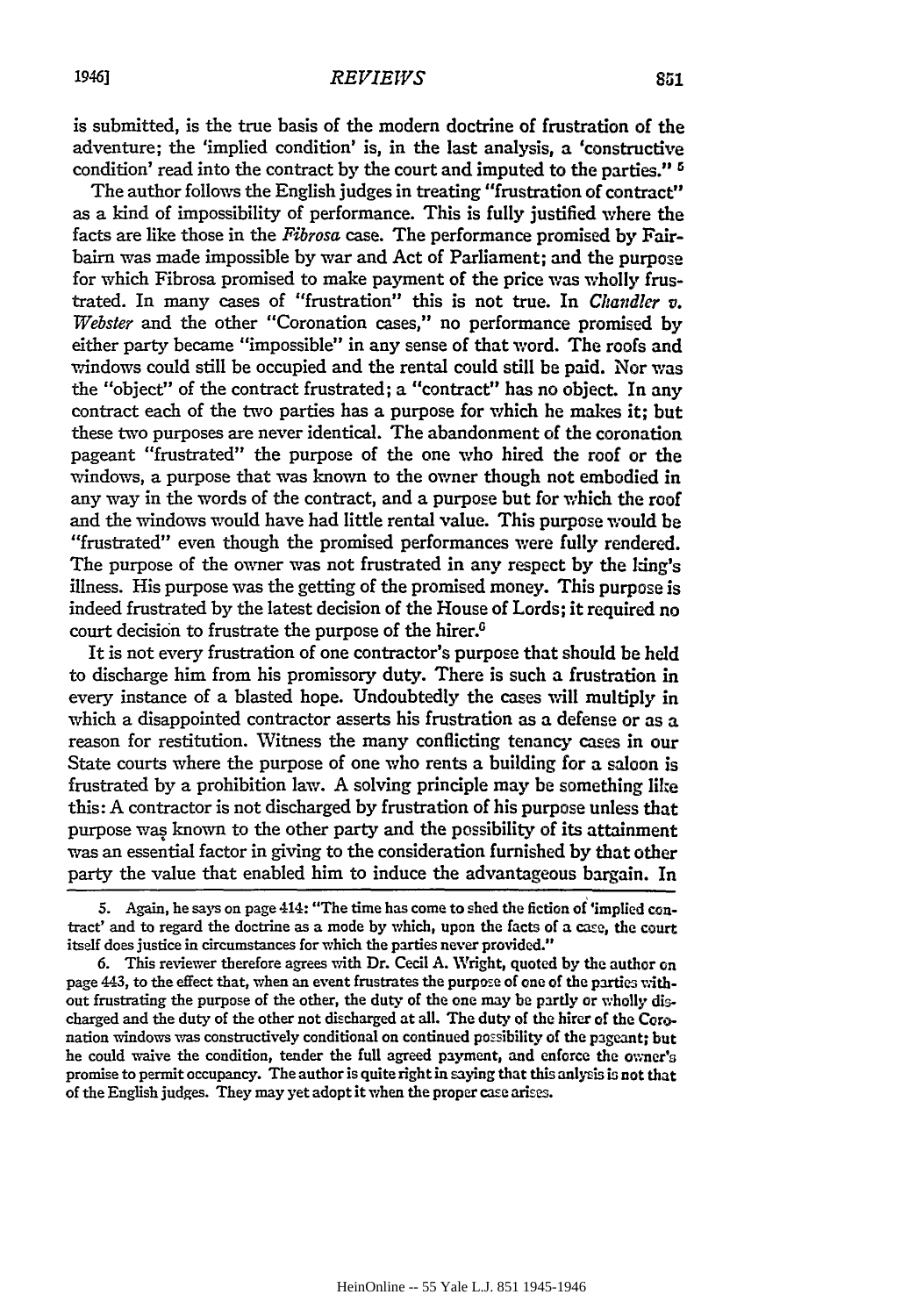is submitted, is the true basis of the modern doctrine of frustration of the adventure; the 'implied condition' is, in the last analysis, a 'constructive condition' read into the contract by the court and imputed to the parties." [5]

The author follows the English judges in treating "frustration of contract" as a kind of impossibility of performance. This is fully justified where the facts are like those in the *Fibrosa* case. The performance promised by Fairbairn was made impossible by war and Act of Parliament; and the purpose for which Fibrosa promised to make payment of the price was wholly frustrated. In many cases of "frustration" this is not true. In *Chandler v. Webster* and the other "Coronation cases," no performance promised by either party became "impossible" in any sense of that word. The roofs and windows could still be occupied and the rental could still be paid. Nor was the "object" of the contract frustrated; a "contract" has no object. In any contract each of the two parties has a purpose for which he makes it; but these two purposes are never identical. The abandonment of the coronation pageant "frustrated" the purpose of the one who hired the roof or the windows, a purpose that was known to the owner though not embodied in any way in the words of the contract, and a purpose but for which the roof and the windows would have had little rental value. This purpose would be "frustrated" even though the promised performances were fully rendered. The purpose of the owner was not frustrated in any respect by the king's illness. His purpose was the getting of the promised money. This purpose is indeed frustrated by the latest decision of the House of Lords; it required no court decision to frustrate the purpose of the hirer.[6]

It is not every frustration of one contractor's purpose that should be held to discharge him from his promissory duty. There is such a frustration in every instance of a blasted hope. Undoubtedly the cases will multiply in which a disappointed contractor asserts his frustration as a defense or as a reason for restitution. Witness the many conflicting tenancy cases in our State courts where the purpose of one who rents a building for a saloon is frustrated by a prohibition law. A solving principle may be something like this: A contractor is not discharged by frustration of his purpose unless that purpose was known to the other party and the possibility of its attainment was an essential factor in giving to the consideration furnished by that other party the value that enabled him to induce the advantageous bargain. In

---

5. Again, he says on page 414: "The time has come to shed the fiction of 'implied contract' and to regard the doctrine as a mode by which, upon the facts of a case, the court itself does justice in circumstances for which the parties never provided."

6. This reviewer therefore agrees with Dr. Cecil A. Wright, quoted by the author on page 443, to the effect that, when an event frustrates the purpose of one of the parties without frustrating the purpose of the other, the duty of the one may be partly or wholly discharged and the duty of the other not discharged at all. The duty of the hirer of the Coronation windows was constructively conditional on continued possibility of the pageant; but he could waive the condition, tender the full agreed payment, and enforce the owner's promise to permit occupancy. The author is quite right in saying that this anlysis is not that of the English judges. They may yet adopt it when the proper case arises.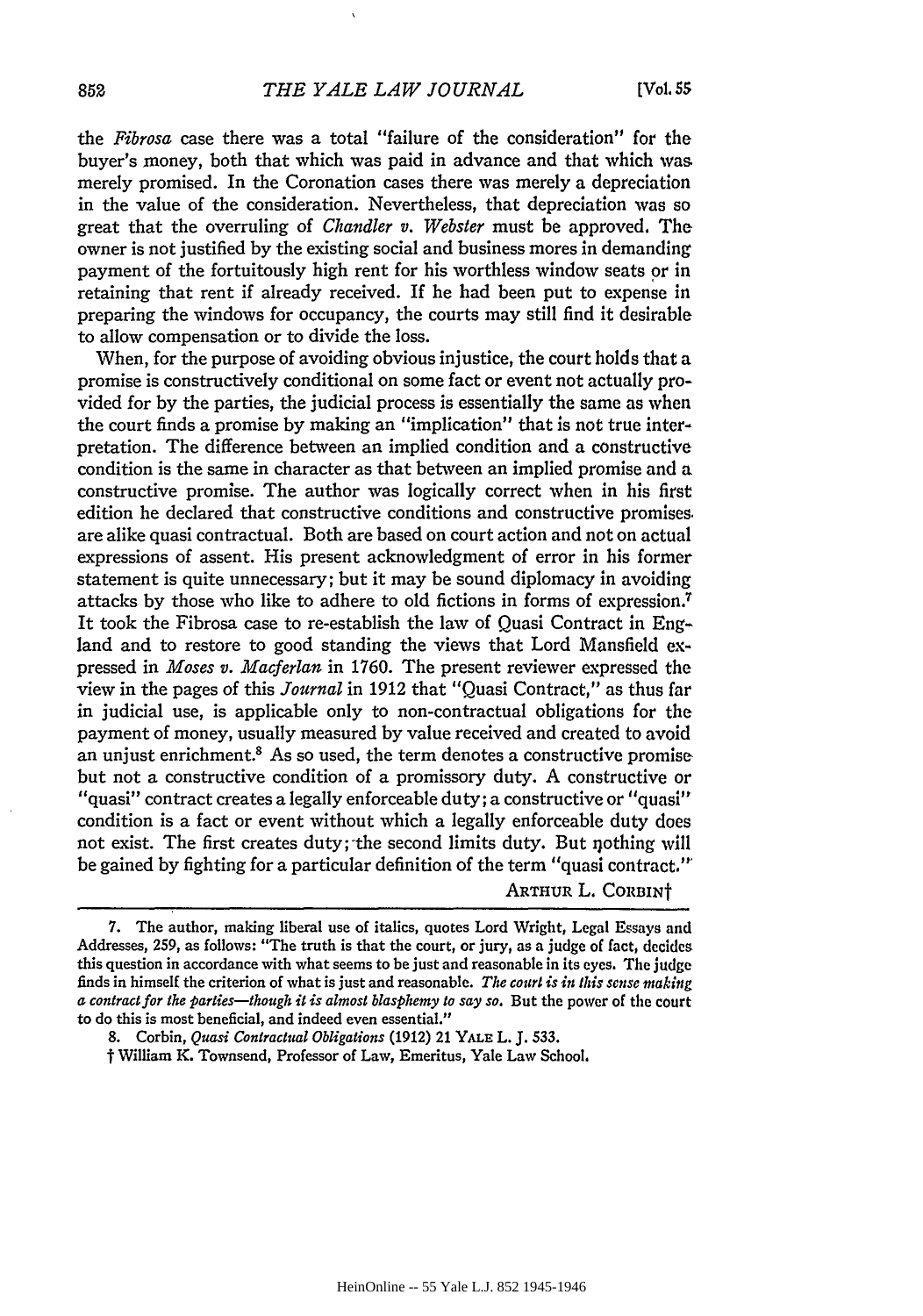the *Fibrosa* case there was a total "failure of the consideration" for the buyer's money, both that which was paid in advance and that which was merely promised. In the Coronation cases there was merely a depreciation in the value of the consideration. Nevertheless, that depreciation was so great that the overruling of *Chandler v. Webster* must be approved. The owner is not justified by the existing social and business mores in demanding payment of the fortuitously high rent for his worthless window seats or in retaining that rent if already received. If he had been put to expense in preparing the windows for occupancy, the courts may still find it desirable to allow compensation or to divide the loss.

When, for the purpose of avoiding obvious injustice, the court holds that a promise is constructively conditional on some fact or event not actually provided for by the parties, the judicial process is essentially the same as when the court finds a promise by making an "implication" that is not true interpretation. The difference between an implied condition and a constructive condition is the same in character as that between an implied promise and a constructive promise. The author was logically correct when in his first edition he declared that constructive conditions and constructive promises are alike quasi contractual. Both are based on court action and not on actual expressions of assent. His present acknowledgment of error in his former statement is quite unnecessary; but it may be sound diplomacy in avoiding attacks by those who like to adhere to old fictions in forms of expression.[7] It took the Fibrosa case to re-establish the law of Quasi Contract in England and to restore to good standing the views that Lord Mansfield expressed in *Moses v. Macferlan* in 1760. The present reviewer expressed the view in the pages of this *Journal* in 1912 that "Quasi Contract," as thus far in judicial use, is applicable only to non-contractual obligations for the payment of money, usually measured by value received and created to avoid an unjust enrichment.[8] As so used, the term denotes a constructive promise but not a constructive condition of a promissory duty. A constructive or "quasi" contract creates a legally enforceable duty; a constructive or "quasi" condition is a fact or event without which a legally enforceable duty does not exist. The first creates duty; the second limits duty. But nothing will be gained by fighting for a particular definition of the term "quasi contract."

ARTHUR L. CORBIN†

---

7. The author, making liberal use of italics, quotes Lord Wright, Legal Essays and Addresses, 259, as follows: "The truth is that the court, or jury, as a judge of fact, decides this question in accordance with what seems to be just and reasonable in its eyes. The judge finds in himself the criterion of what is just and reasonable. *The court is in this sense making a contract for the parties—though it is almost blasphemy to say so.* But the power of the court to do this is most beneficial, and indeed even essential."

8. Corbin, *Quasi Contractual Obligations* (1912) 21 YALE L. J. 533.

† William K. Townsend, Professor of Law, Emeritus, Yale Law School.